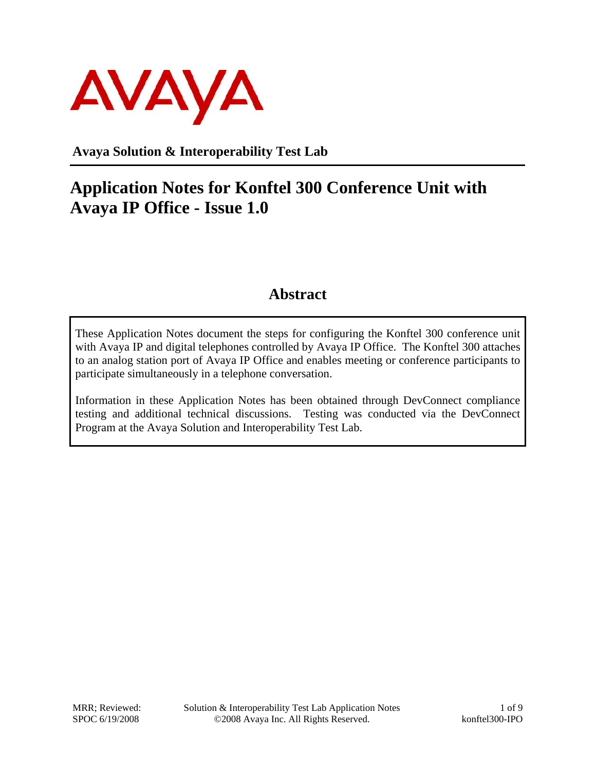AVAYA

**Avaya Solution & Interoperability Test Lab**

# Application Notes for Konftel 300 Conference Unit with Avaya IP Office - Issue 1.0

## Abstract

These Application Notes document the steps for configuring the Konftel 300 conference unit with Avaya IP and digital telephones controlled by Avaya IP Office. The Konftel 300 attaches to an analog station port of Avaya IP Office and enables meeting or conference participants to participate simultaneously in a telephone conversation.

Information in these Application Notes has been obtained through DevConnect compliance testing and additional technical discussions. Testing was conducted via the DevConnect Program at the Avaya Solution and Interoperability Test Lab.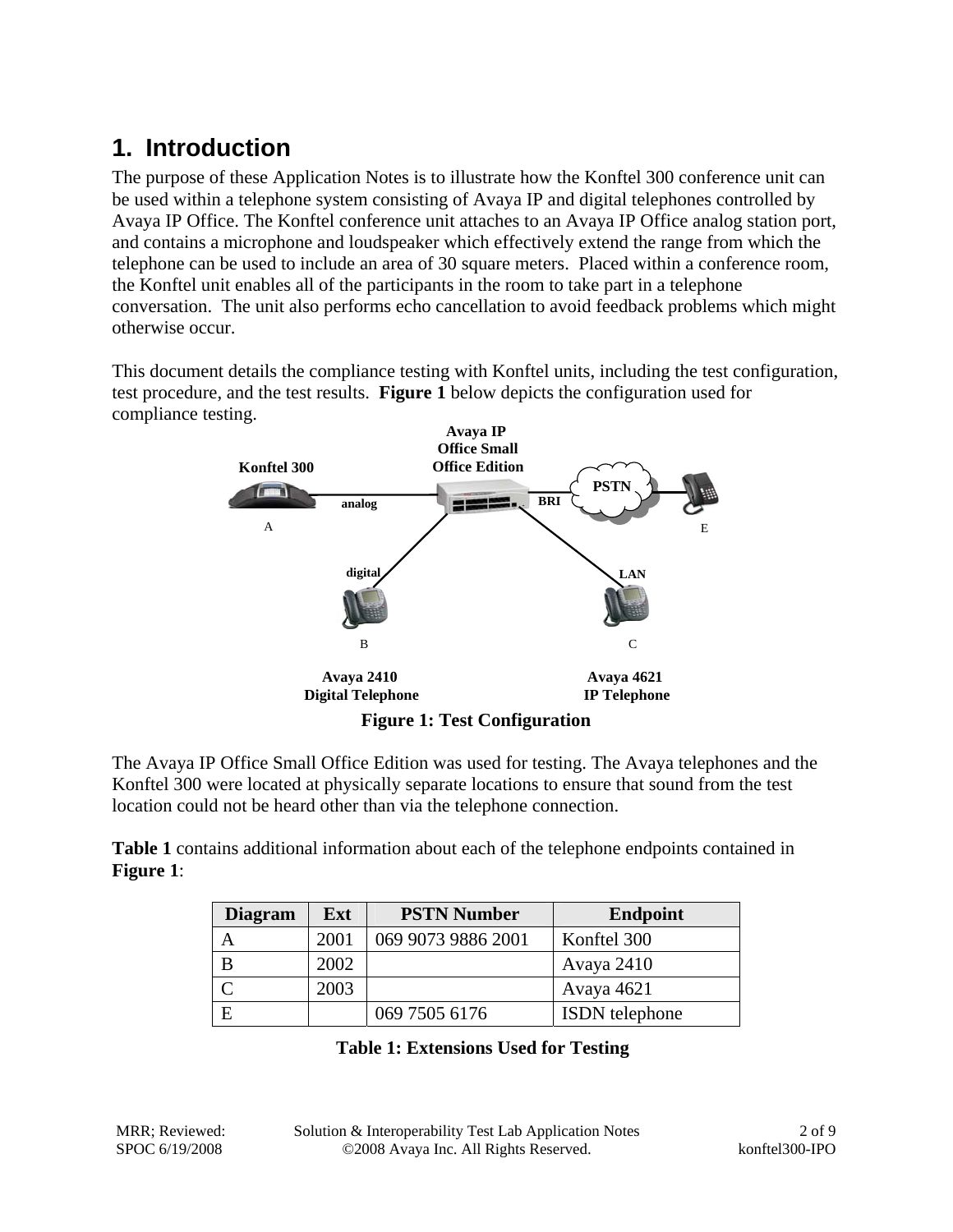# 1. Introduction

The purpose of these Application Notes is to illustrate how the Konftel 300 conference unit can be used within a telephone system consisting of Avaya IP and digital telephones controlled by Avaya IP Office. The Konftel conference unit attaches to an Avaya IP Office analog station port, and contains a microphone and loudspeaker which effectively extend the range from which the telephone can be used to include an area of 30 square meters. Placed within a conference room, the Konftel unit enables all of the participants in the room to take part in a telephone conversation. The unit also performs echo cancellation to avoid feedback problems which might otherwise occur.

This document details the compliance testing with Konftel units, including the test configuration, test procedure, and the test results. **Figure 1** below depicts the configuration used for compliance testing.

**Figure 1: Test Configuration**

The Avaya IP Office Small Office Edition was used for testing. The Avaya telephones and the Konftel 300 were located at physically separate locations to ensure that sound from the test location could not be heard other than via the telephone connection.

**Table 1** contains additional information about each of the telephone endpoints contained in **Figure 1**:

| Diagram | Ext | PSTN Number | Endpoint |
|---|---|---|---|
| A | 2001 | 069 9073 9886 2001 | Konftel 300 |
| B | 2002 | | Avaya 2410 |
| C | 2003 | | Avaya 4621 |
| E | | 069 7505 6176 | ISDN telephone |

**Table 1: Extensions Used for Testing**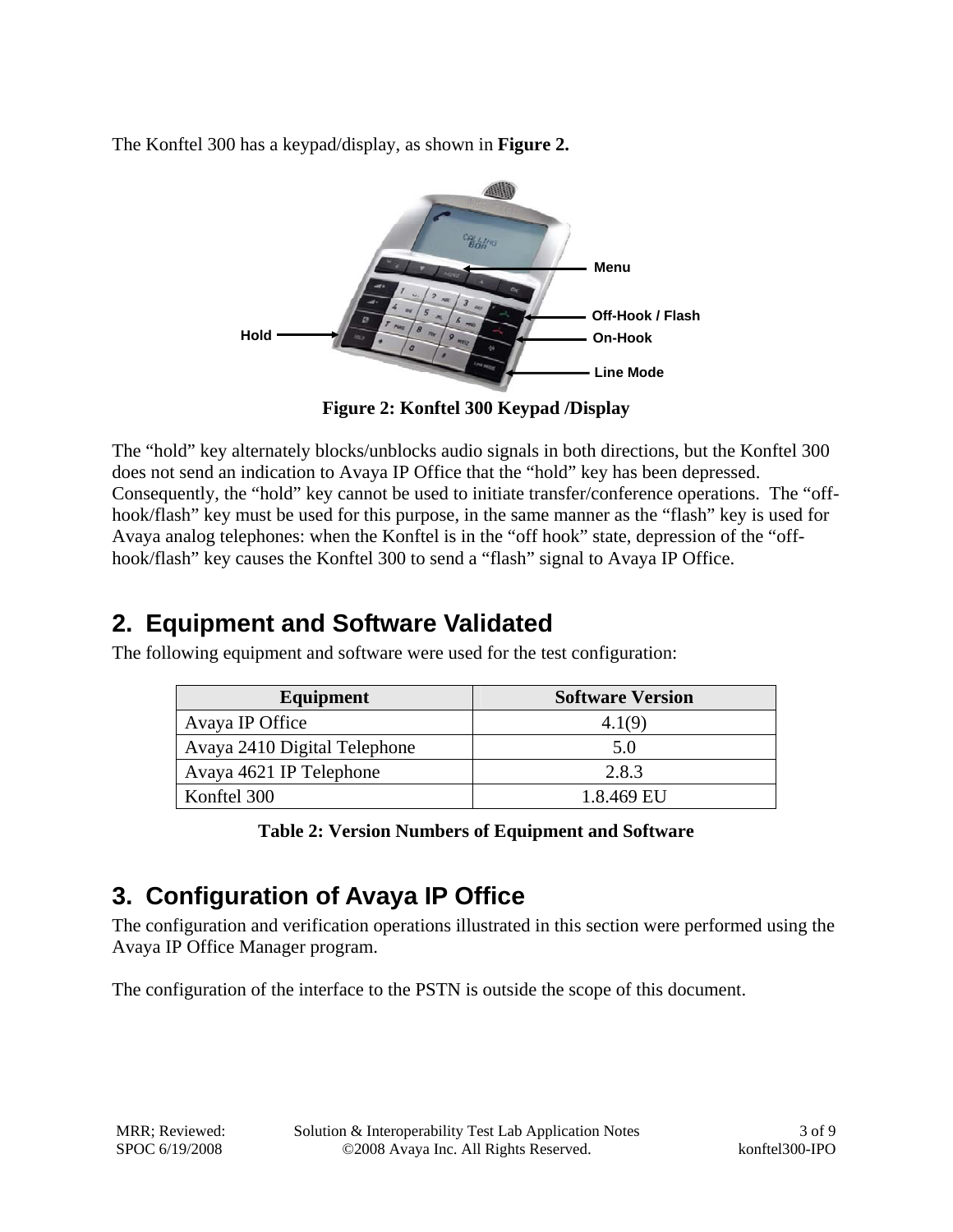The Konftel 300 has a keypad/display, as shown in **Figure 2.**

**Figure 2: Konftel 300 Keypad /Display**

The "hold" key alternately blocks/unblocks audio signals in both directions, but the Konftel 300 does not send an indication to Avaya IP Office that the "hold" key has been depressed. Consequently, the "hold" key cannot be used to initiate transfer/conference operations. The "off-hook/flash" key must be used for this purpose, in the same manner as the "flash" key is used for Avaya analog telephones: when the Konftel is in the "off hook" state, depression of the "off-hook/flash" key causes the Konftel 300 to send a "flash" signal to Avaya IP Office.

## 2. Equipment and Software Validated

The following equipment and software were used for the test configuration:

| Equipment | Software Version |
|---|---|
| Avaya IP Office | 4.1(9) |
| Avaya 2410 Digital Telephone | 5.0 |
| Avaya 4621 IP Telephone | 2.8.3 |
| Konftel 300 | 1.8.469 EU |

**Table 2: Version Numbers of Equipment and Software**

## 3. Configuration of Avaya IP Office

The configuration and verification operations illustrated in this section were performed using the Avaya IP Office Manager program.

The configuration of the interface to the PSTN is outside the scope of this document.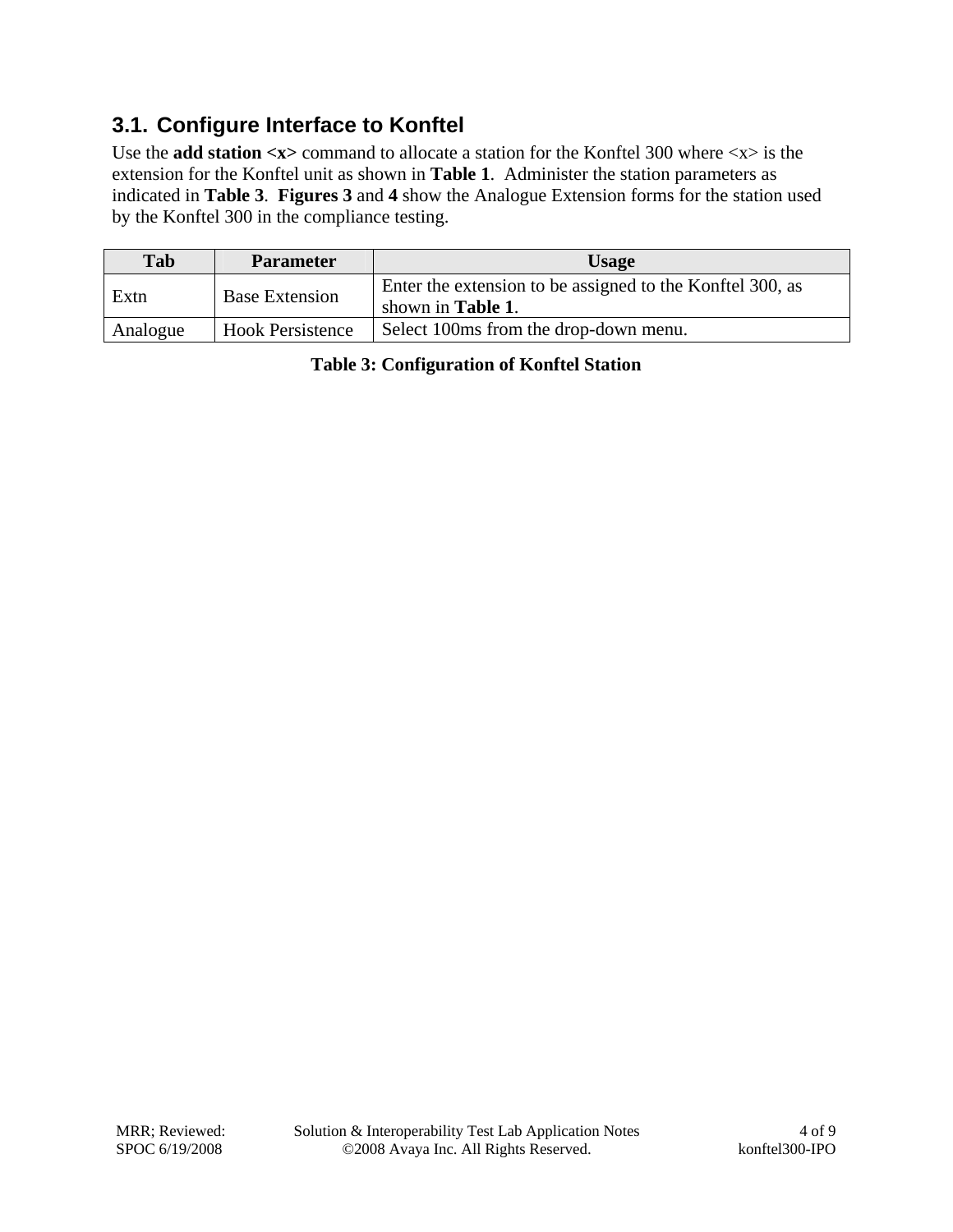### 3.1. Configure Interface to Konftel

Use the **add station <x>** command to allocate a station for the Konftel 300 where <x> is the extension for the Konftel unit as shown in **Table 1**. Administer the station parameters as indicated in **Table 3**. **Figures 3** and **4** show the Analogue Extension forms for the station used by the Konftel 300 in the compliance testing.

| Tab | Parameter | Usage |
|---|---|---|
| Extn | Base Extension | Enter the extension to be assigned to the Konftel 300, as shown in **Table 1**. |
| Analogue | Hook Persistence | Select 100ms from the drop-down menu. |

**Table 3: Configuration of Konftel Station**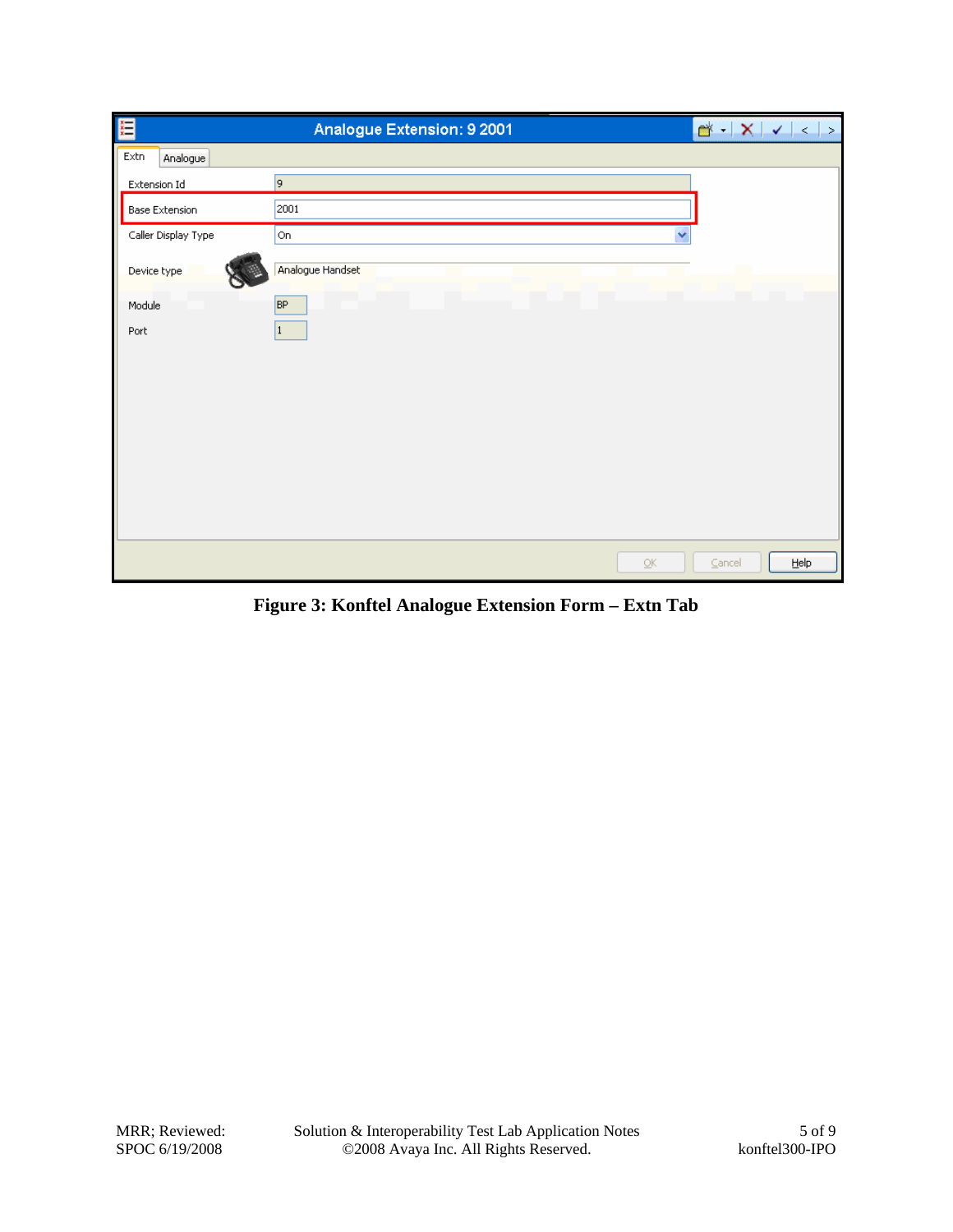**Figure 3: Konftel Analogue Extension Form – Extn Tab**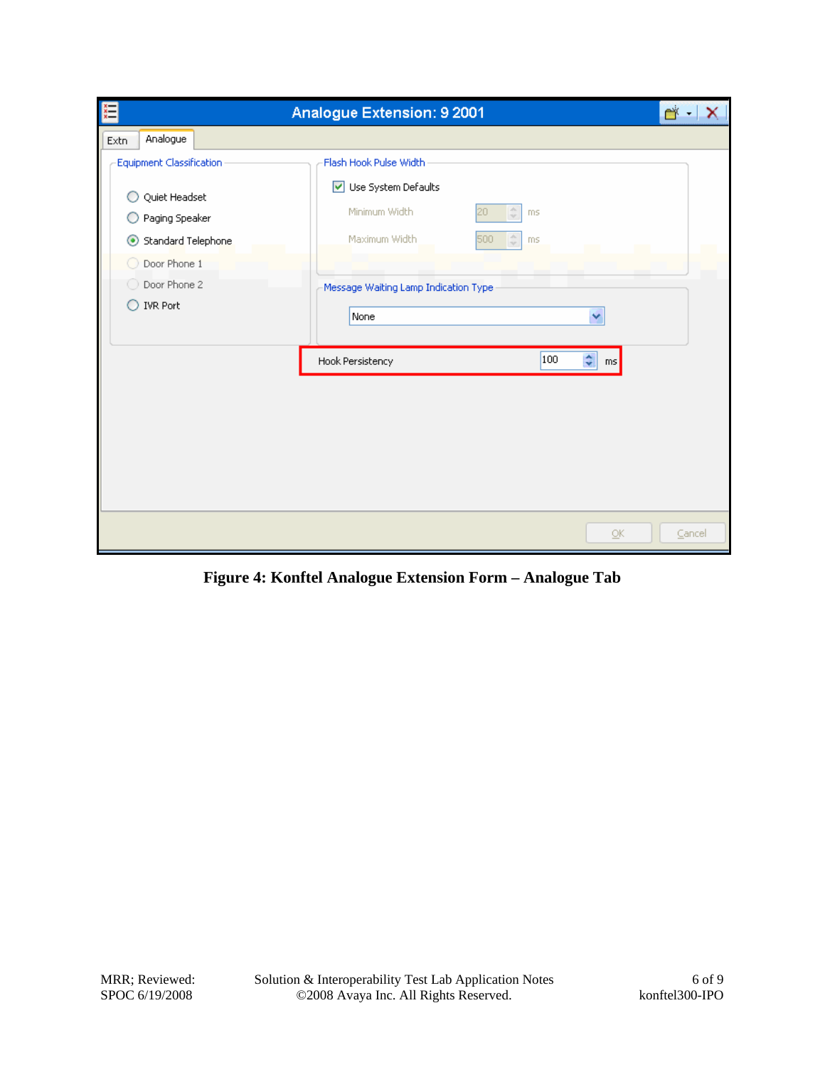**Figure 4: Konftel Analogue Extension Form – Analogue Tab**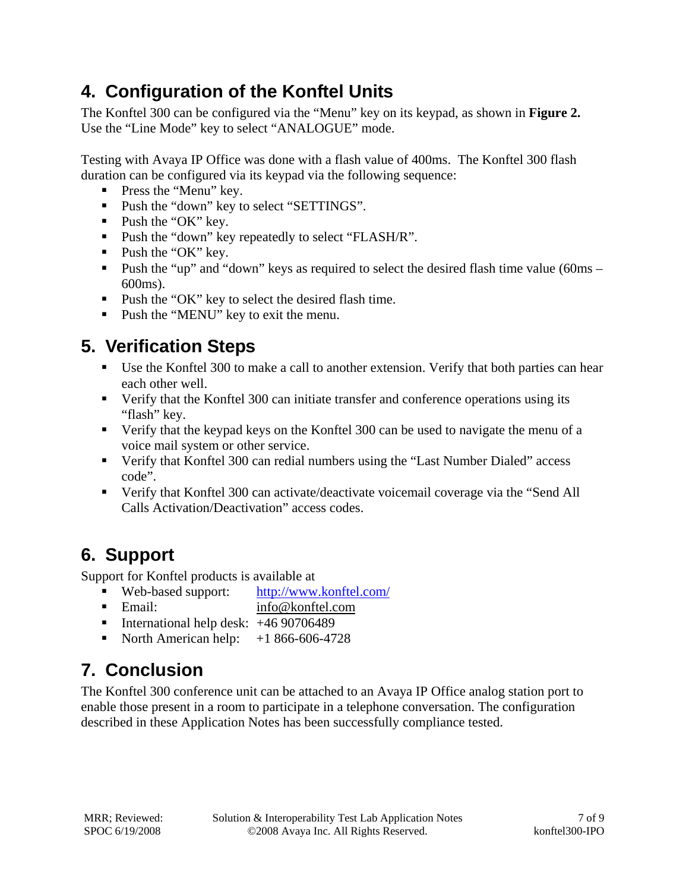# 4. Configuration of the Konftel Units

The Konftel 300 can be configured via the “Menu” key on its keypad, as shown in **Figure 2.** Use the “Line Mode” key to select “ANALOGUE” mode.

Testing with Avaya IP Office was done with a flash value of 400ms. The Konftel 300 flash duration can be configured via its keypad via the following sequence:

- Press the “Menu” key.
- Push the “down” key to select “SETTINGS”.
- Push the “OK” key.
- Push the “down” key repeatedly to select “FLASH/R”.
- Push the “OK” key.
- Push the “up” and “down” keys as required to select the desired flash time value (60ms – 600ms).
- Push the “OK” key to select the desired flash time.
- Push the “MENU” key to exit the menu.

# 5. Verification Steps

- Use the Konftel 300 to make a call to another extension. Verify that both parties can hear each other well.
- Verify that the Konftel 300 can initiate transfer and conference operations using its “flash” key.
- Verify that the keypad keys on the Konftel 300 can be used to navigate the menu of a voice mail system or other service.
- Verify that Konftel 300 can redial numbers using the “Last Number Dialed” access code”.
- Verify that Konftel 300 can activate/deactivate voicemail coverage via the “Send All Calls Activation/Deactivation” access codes.

# 6. Support

Support for Konftel products is available at

- Web-based support: http://www.konftel.com/
- Email: info@konftel.com
- International help desk: +46 90706489
- North American help: +1 866-606-4728

# 7. Conclusion

The Konftel 300 conference unit can be attached to an Avaya IP Office analog station port to enable those present in a room to participate in a telephone conversation. The configuration described in these Application Notes has been successfully compliance tested.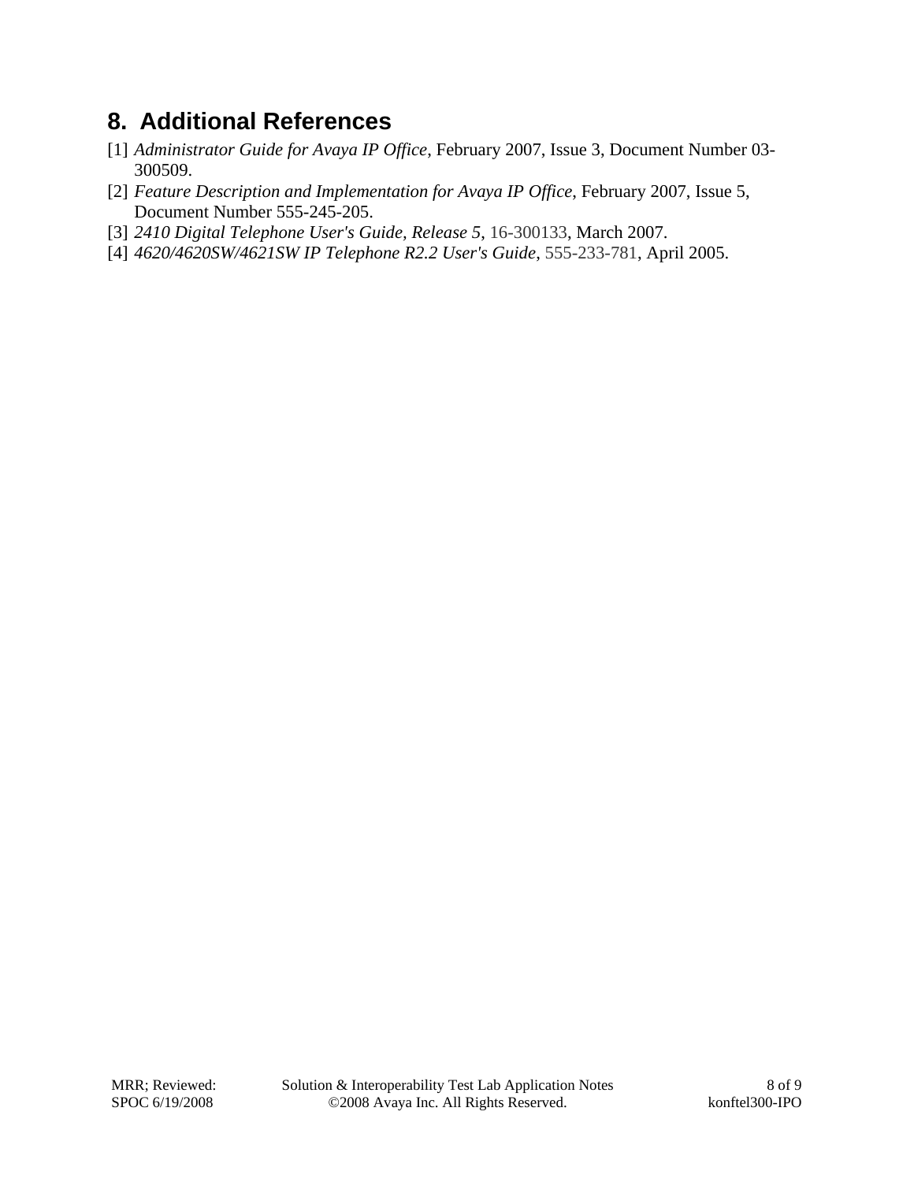## 8. Additional References

[1] *Administrator Guide for Avaya IP Office*, February 2007, Issue 3, Document Number 03-300509.

[2] *Feature Description and Implementation for Avaya IP Office*, February 2007, Issue 5, Document Number 555-245-205.

[3] *2410 Digital Telephone User's Guide, Release 5*, 16-300133, March 2007.

[4] *4620/4620SW/4621SW IP Telephone R2.2 User's Guide*, 555-233-781, April 2005.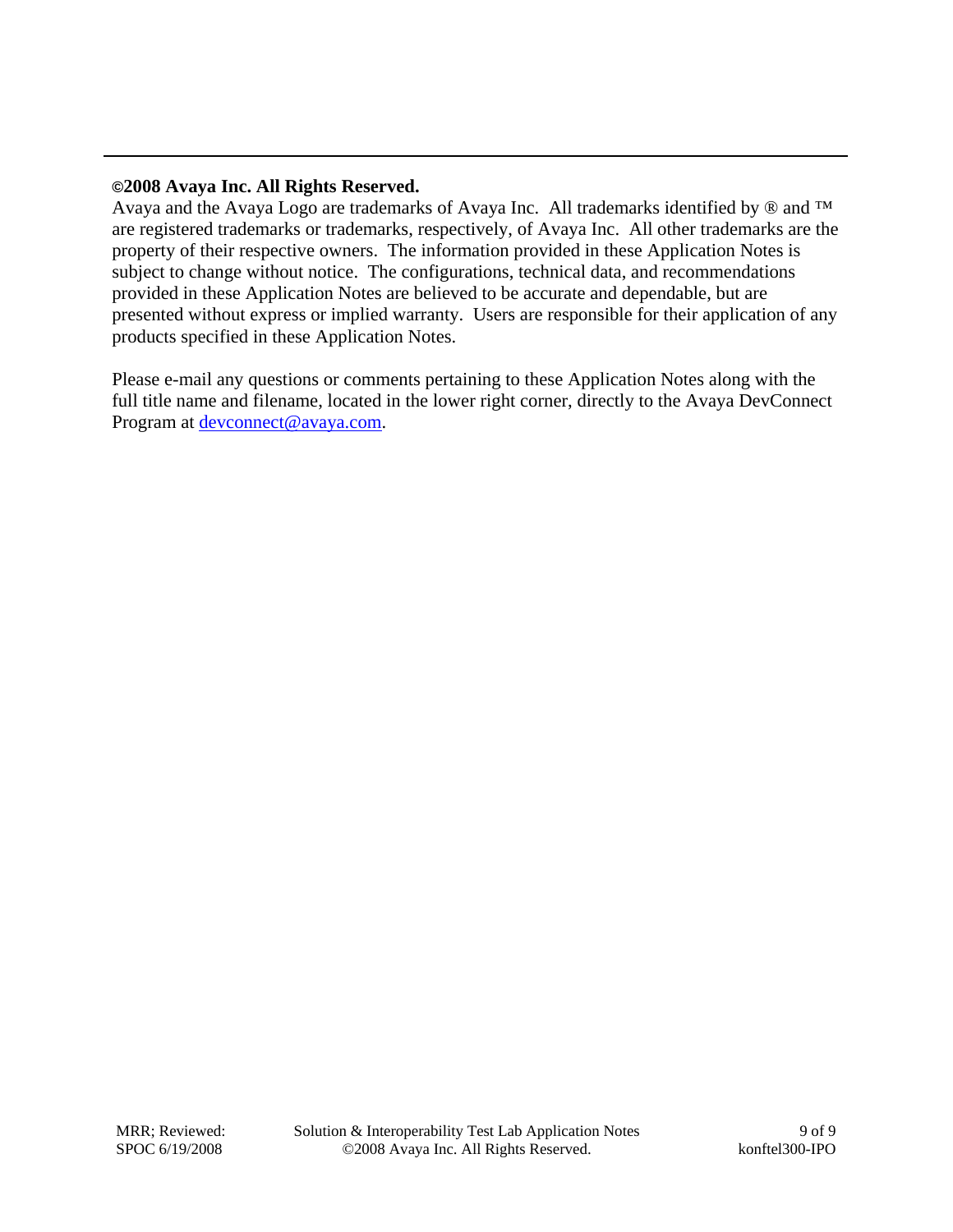**©2008 Avaya Inc. All Rights Reserved.**

Avaya and the Avaya Logo are trademarks of Avaya Inc. All trademarks identified by ® and ™ are registered trademarks or trademarks, respectively, of Avaya Inc. All other trademarks are the property of their respective owners. The information provided in these Application Notes is subject to change without notice. The configurations, technical data, and recommendations provided in these Application Notes are believed to be accurate and dependable, but are presented without express or implied warranty. Users are responsible for their application of any products specified in these Application Notes.

Please e-mail any questions or comments pertaining to these Application Notes along with the full title name and filename, located in the lower right corner, directly to the Avaya DevConnect Program at devconnect@avaya.com.